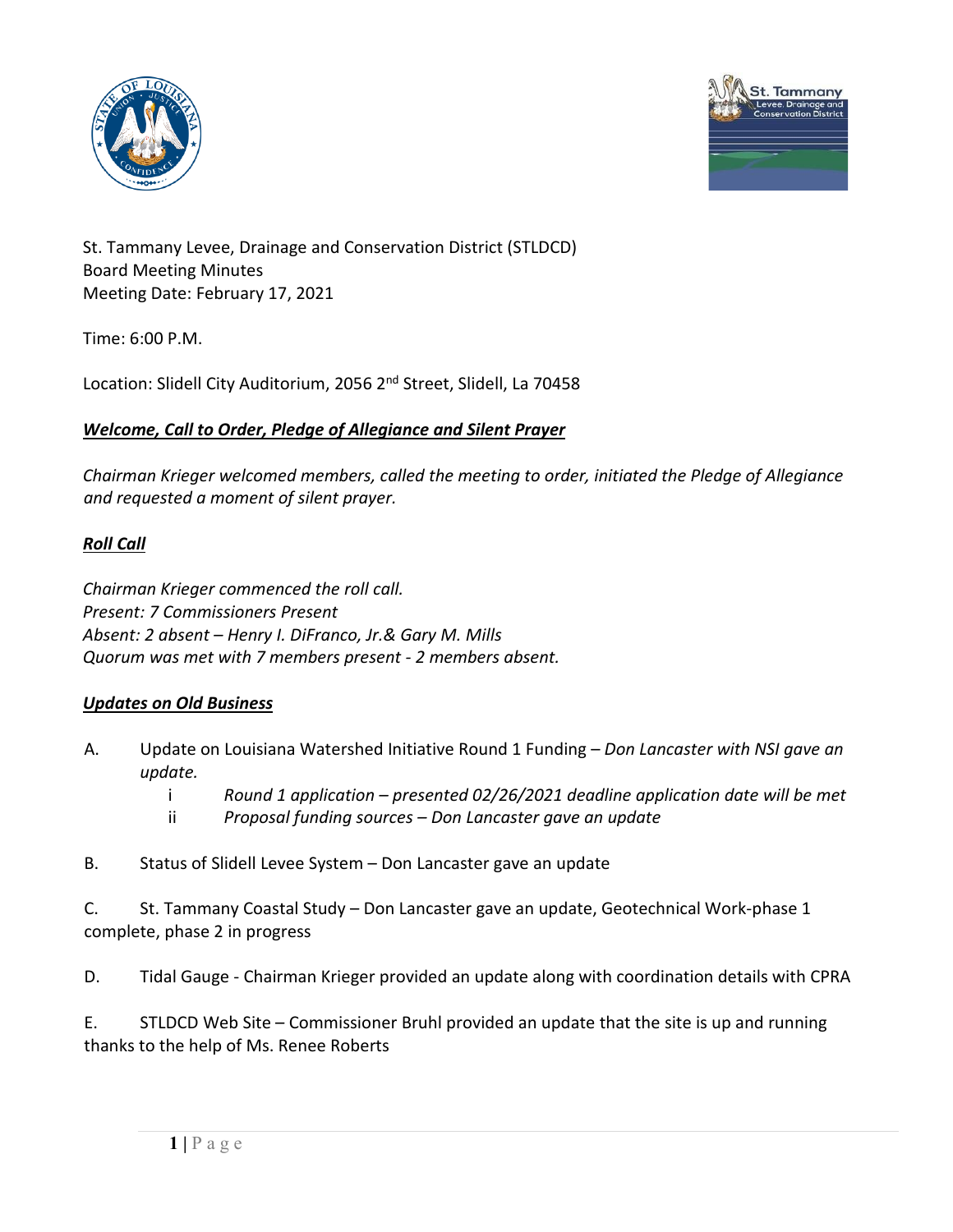St. Tammany Levee, Drainage and Conservation District (STLDCD)
Board Meeting Minutes
Meeting Date: February 17, 2021

Time: 6:00 P.M.

Location: Slidell City Auditorium, 2056 2nd Street, Slidell, La 70458

***Welcome, Call to Order, Pledge of Allegiance and Silent Prayer***

*Chairman Krieger welcomed members, called the meeting to order, initiated the Pledge of Allegiance and requested a moment of silent prayer.*

***Roll Call***

*Chairman Krieger commenced the roll call.*
*Present: 7 Commissioners Present*
*Absent: 2 absent – Henry I. DiFranco, Jr.& Gary M. Mills*
*Quorum was met with 7 members present - 2 members absent.*

***Updates on Old Business***

A. Update on Louisiana Watershed Initiative Round 1 Funding – *Don Lancaster with NSI gave an update.*
   i *Round 1 application – presented 02/26/2021 deadline application date will be met*
   ii *Proposal funding sources – Don Lancaster gave an update*

B. Status of Slidell Levee System – Don Lancaster gave an update

C. St. Tammany Coastal Study – Don Lancaster gave an update, Geotechnical Work-phase 1 complete, phase 2 in progress

D. Tidal Gauge - Chairman Krieger provided an update along with coordination details with CPRA

E. STLDCD Web Site – Commissioner Bruhl provided an update that the site is up and running thanks to the help of Ms. Renee Roberts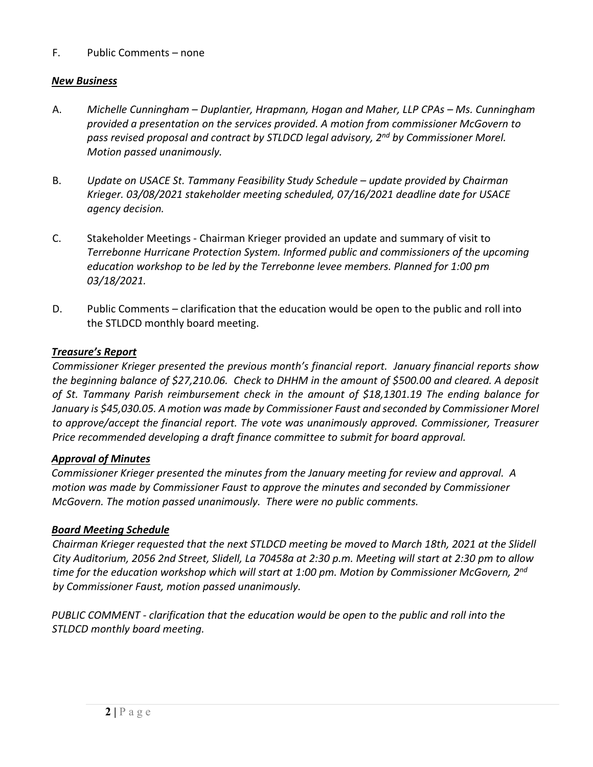F. Public Comments – none

***New Business***

A. *Michelle Cunningham – Duplantier, Hrapmann, Hogan and Maher, LLP CPAs – Ms. Cunningham provided a presentation on the services provided. A motion from commissioner McGovern to pass revised proposal and contract by STLDCD legal advisory, 2nd by Commissioner Morel. Motion passed unanimously.*

B. *Update on USACE St. Tammany Feasibility Study Schedule – update provided by Chairman Krieger. 03/08/2021 stakeholder meeting scheduled, 07/16/2021 deadline date for USACE agency decision.*

C. Stakeholder Meetings - Chairman Krieger provided an update and summary of visit to *Terrebonne Hurricane Protection System. Informed public and commissioners of the upcoming education workshop to be led by the Terrebonne levee members. Planned for 1:00 pm 03/18/2021.*

D. Public Comments – clarification that the education would be open to the public and roll into the STLDCD monthly board meeting.

***Treasure's Report***

*Commissioner Krieger presented the previous month's financial report. January financial reports show the beginning balance of $27,210.06. Check to DHHM in the amount of $500.00 and cleared. A deposit of St. Tammany Parish reimbursement check in the amount of $18,1301.19 The ending balance for January is $45,030.05. A motion was made by Commissioner Faust and seconded by Commissioner Morel to approve/accept the financial report. The vote was unanimously approved. Commissioner, Treasurer Price recommended developing a draft finance committee to submit for board approval.*

***Approval of Minutes***

*Commissioner Krieger presented the minutes from the January meeting for review and approval. A motion was made by Commissioner Faust to approve the minutes and seconded by Commissioner McGovern. The motion passed unanimously. There were no public comments.*

***Board Meeting Schedule***

*Chairman Krieger requested that the next STLDCD meeting be moved to March 18th, 2021 at the Slidell City Auditorium, 2056 2nd Street, Slidell, La 70458a at 2:30 p.m. Meeting will start at 2:30 pm to allow time for the education workshop which will start at 1:00 pm. Motion by Commissioner McGovern, 2nd by Commissioner Faust, motion passed unanimously.*

*PUBLIC COMMENT - clarification that the education would be open to the public and roll into the STLDCD monthly board meeting.*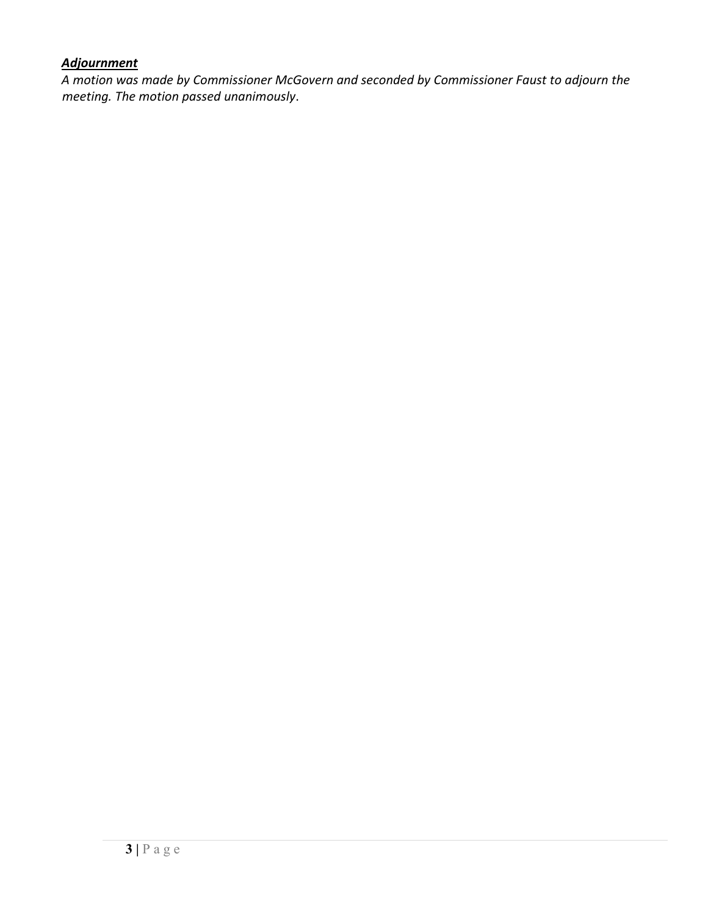***Adjournment***

*A motion was made by Commissioner McGovern and seconded by Commissioner Faust to adjourn the meeting. The motion passed unanimously*.